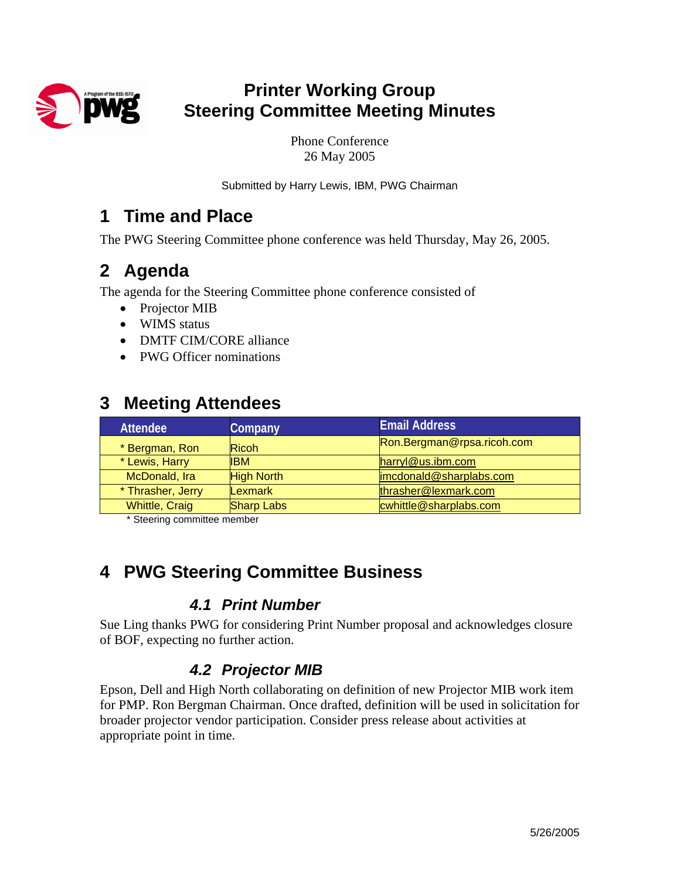# Printer Working Group
# Steering Committee Meeting Minutes

Phone Conference
26 May 2005

Submitted by Harry Lewis, IBM, PWG Chairman

## 1 Time and Place

The PWG Steering Committee phone conference was held Thursday, May 26, 2005.

## 2 Agenda

The agenda for the Steering Committee phone conference consisted of

- Projector MIB
- WIMS status
- DMTF CIM/CORE alliance
- PWG Officer nominations

## 3 Meeting Attendees

| Attendee | Company | Email Address |
|---|---|---|
| * Bergman, Ron | Ricoh | Ron.Bergman@rpsa.ricoh.com |
| * Lewis, Harry | IBM | harryl@us.ibm.com |
| McDonald, Ira | High North | imcdonald@sharplabs.com |
| * Thrasher, Jerry | Lexmark | thrasher@lexmark.com |
| Whittle, Craig | Sharp Labs | cwhittle@sharplabs.com |

\* Steering committee member

## 4 PWG Steering Committee Business

### 4.1 Print Number

Sue Ling thanks PWG for considering Print Number proposal and acknowledges closure of BOF, expecting no further action.

### 4.2 Projector MIB

Epson, Dell and High North collaborating on definition of new Projector MIB work item for PMP. Ron Bergman Chairman. Once drafted, definition will be used in solicitation for broader projector vendor participation. Consider press release about activities at appropriate point in time.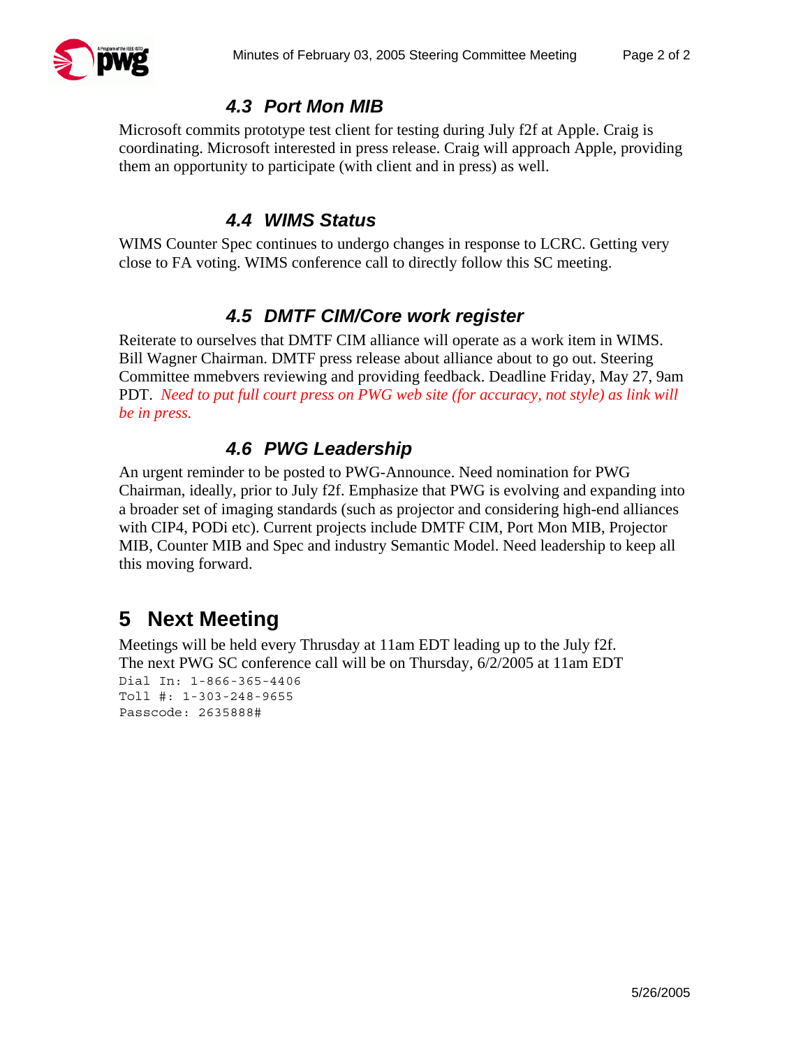### 4.3 Port Mon MIB

Microsoft commits prototype test client for testing during July f2f at Apple. Craig is coordinating. Microsoft interested in press release. Craig will approach Apple, providing them an opportunity to participate (with client and in press) as well.

### 4.4 WIMS Status

WIMS Counter Spec continues to undergo changes in response to LCRC. Getting very close to FA voting. WIMS conference call to directly follow this SC meeting.

### 4.5 DMTF CIM/Core work register

Reiterate to ourselves that DMTF CIM alliance will operate as a work item in WIMS. Bill Wagner Chairman. DMTF press release about alliance about to go out. Steering Committee mmebvers reviewing and providing feedback. Deadline Friday, May 27, 9am PDT. *Need to put full court press on PWG web site (for accuracy, not style) as link will be in press.*

### 4.6 PWG Leadership

An urgent reminder to be posted to PWG-Announce. Need nomination for PWG Chairman, ideally, prior to July f2f. Emphasize that PWG is evolving and expanding into a broader set of imaging standards (such as projector and considering high-end alliances with CIP4, PODi etc). Current projects include DMTF CIM, Port Mon MIB, Projector MIB, Counter MIB and Spec and industry Semantic Model. Need leadership to keep all this moving forward.

## 5 Next Meeting

Meetings will be held every Thrusday at 11am EDT leading up to the July f2f.
The next PWG SC conference call will be on Thursday, 6/2/2005 at 11am EDT

```
Dial In: 1-866-365-4406
Toll #: 1-303-248-9655
Passcode: 2635888#
```

5/26/2005